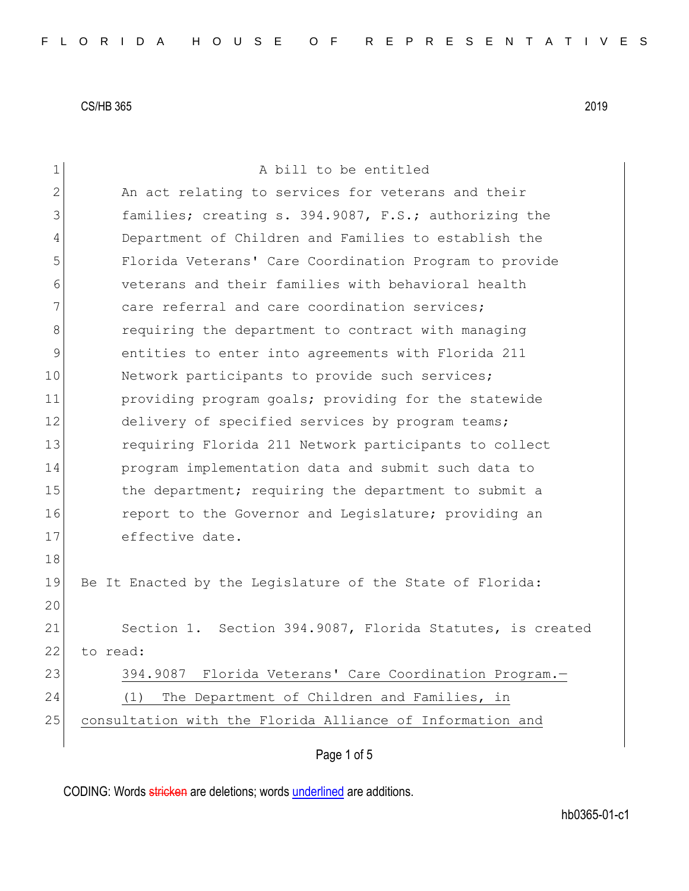CS/HB 365 2019

A bill to be entitled

An act relating to services for veterans and their families; creating s. 394.9087, F.S.; authorizing the Department of Children and Families to establish the Florida Veterans' Care Coordination Program to provide veterans and their families with behavioral health care referral and care coordination services; requiring the department to contract with managing entities to enter into agreements with Florida 211 Network participants to provide such services; providing program goals; providing for the statewide delivery of specified services by program teams; requiring Florida 211 Network participants to collect program implementation data and submit such data to the department; requiring the department to submit a report to the Governor and Legislature; providing an effective date.

Be It Enacted by the Legislature of the State of Florida:

Section 1. Section 394.9087, Florida Statutes, is created to read:

394.9087 Florida Veterans' Care Coordination Program.—

(1) The Department of Children and Families, in consultation with the Florida Alliance of Information and

CODING: Words stricken are deletions; words underlined are additions.

hb0365-01-c1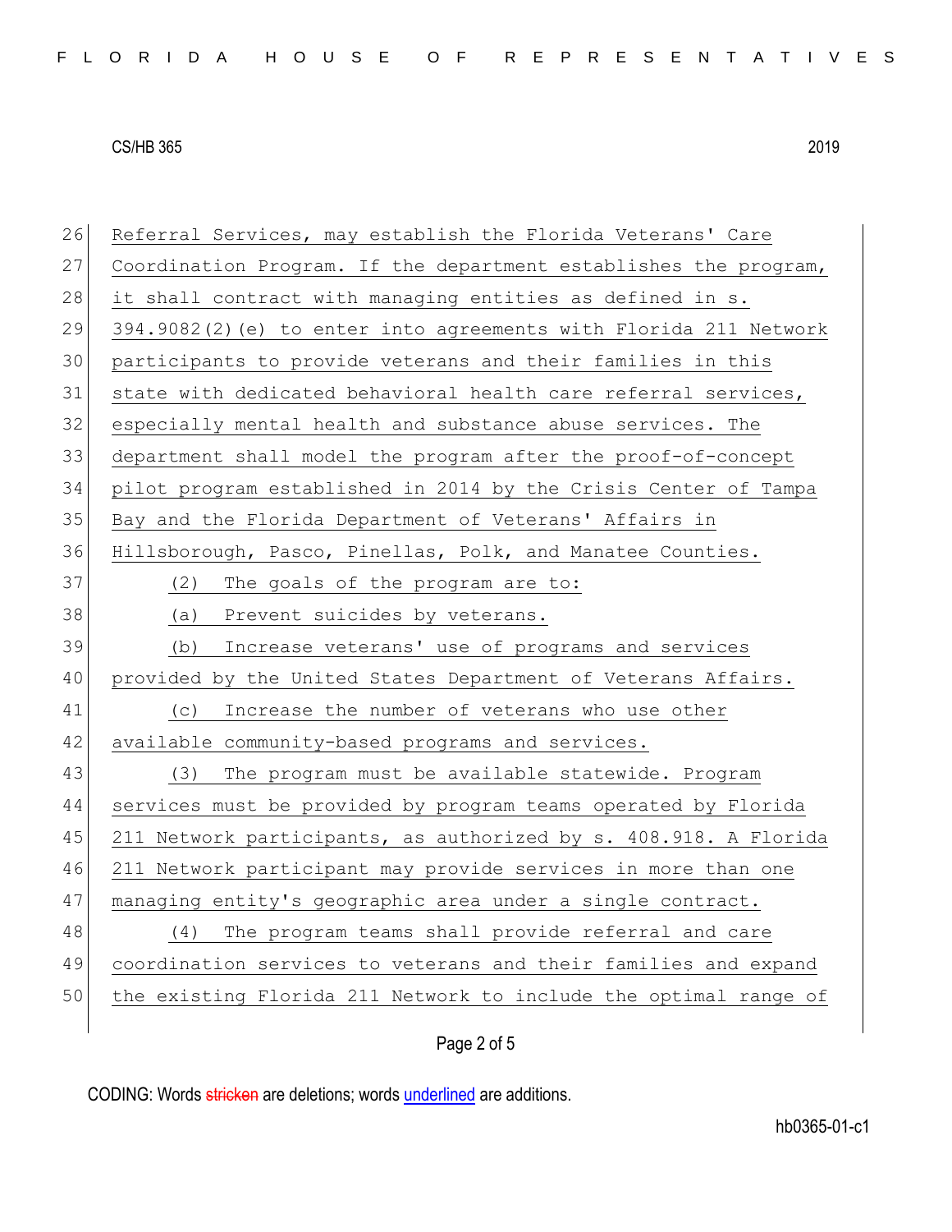Referral Services, may establish the Florida Veterans' Care Coordination Program. If the department establishes the program, it shall contract with managing entities as defined in s. 394.9082(2)(e) to enter into agreements with Florida 211 Network participants to provide veterans and their families in this state with dedicated behavioral health care referral services, especially mental health and substance abuse services. The department shall model the program after the proof-of-concept pilot program established in 2014 by the Crisis Center of Tampa Bay and the Florida Department of Veterans' Affairs in Hillsborough, Pasco, Pinellas, Polk, and Manatee Counties.

(2) The goals of the program are to:

(a) Prevent suicides by veterans.

(b) Increase veterans' use of programs and services provided by the United States Department of Veterans Affairs.

(c) Increase the number of veterans who use other available community-based programs and services.

(3) The program must be available statewide. Program services must be provided by program teams operated by Florida 211 Network participants, as authorized by s. 408.918. A Florida 211 Network participant may provide services in more than one managing entity's geographic area under a single contract.

(4) The program teams shall provide referral and care coordination services to veterans and their families and expand the existing Florida 211 Network to include the optimal range of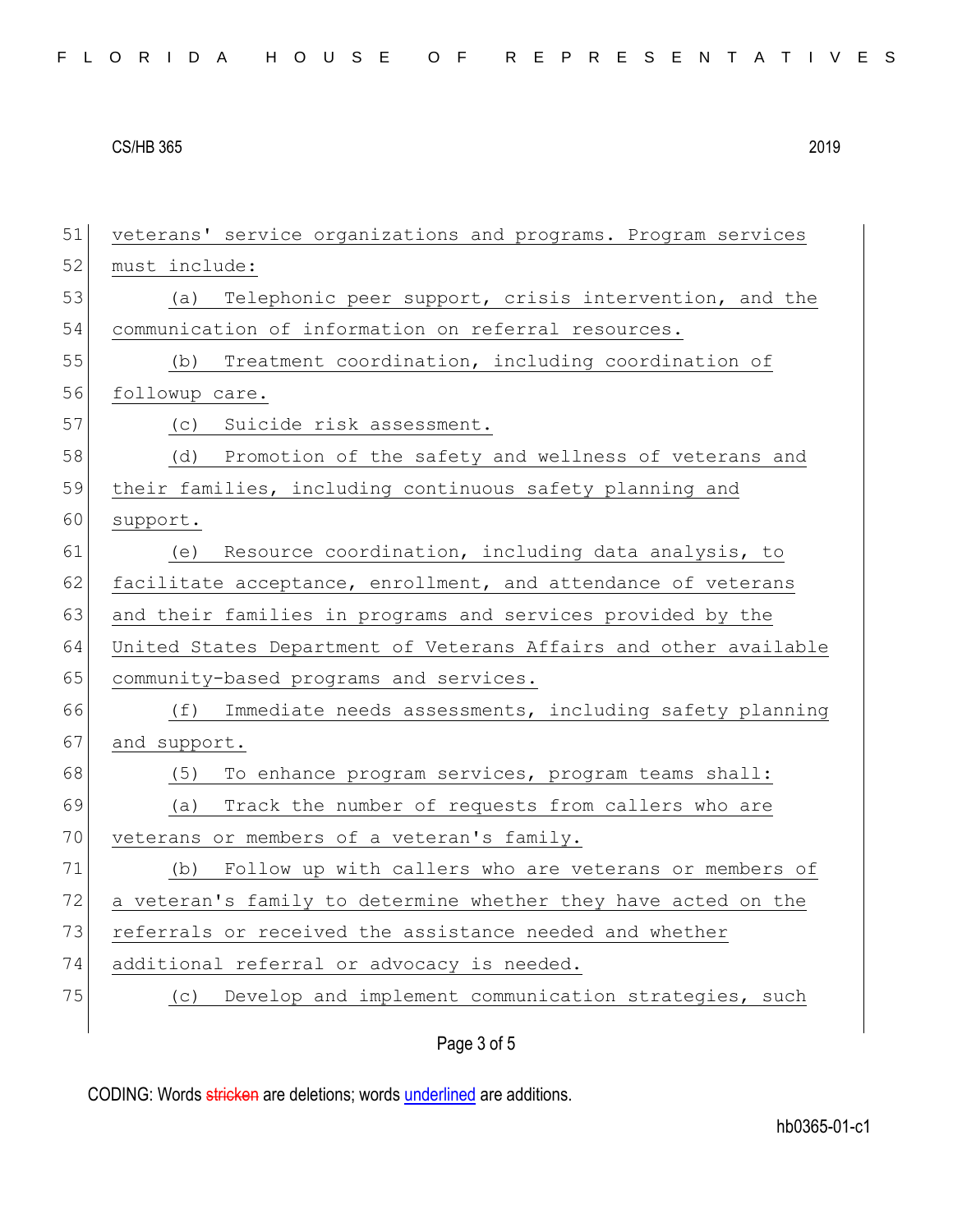veterans' service organizations and programs. Program services must include:

(a) Telephonic peer support, crisis intervention, and the communication of information on referral resources.

(b) Treatment coordination, including coordination of followup care.

(c) Suicide risk assessment.

(d) Promotion of the safety and wellness of veterans and their families, including continuous safety planning and support.

(e) Resource coordination, including data analysis, to facilitate acceptance, enrollment, and attendance of veterans and their families in programs and services provided by the United States Department of Veterans Affairs and other available community-based programs and services.

(f) Immediate needs assessments, including safety planning and support.

(5) To enhance program services, program teams shall:

(a) Track the number of requests from callers who are veterans or members of a veteran's family.

(b) Follow up with callers who are veterans or members of a veteran's family to determine whether they have acted on the referrals or received the assistance needed and whether additional referral or advocacy is needed.

(c) Develop and implement communication strategies, such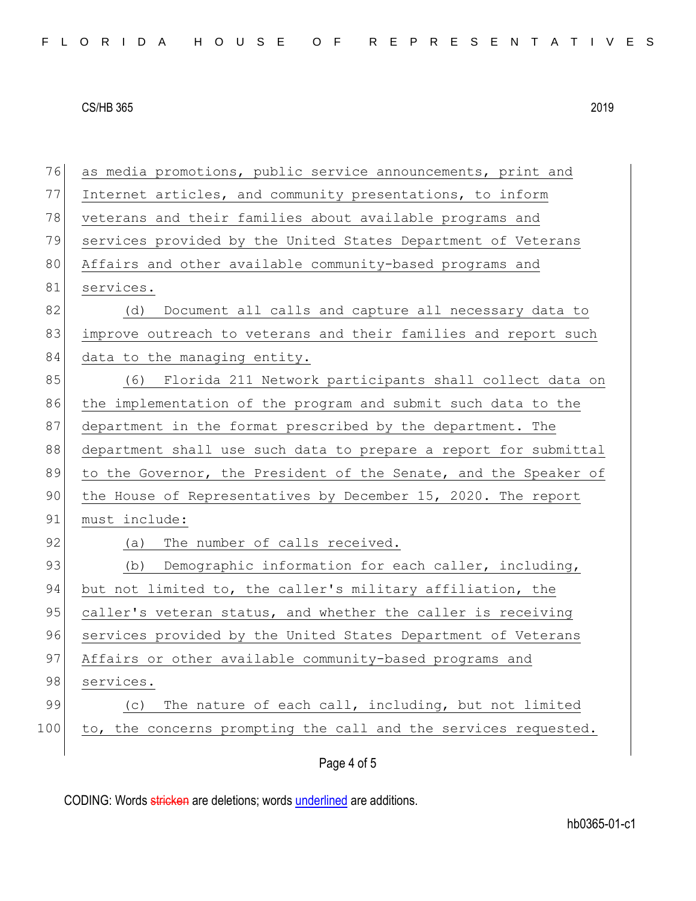as media promotions, public service announcements, print and Internet articles, and community presentations, to inform veterans and their families about available programs and services provided by the United States Department of Veterans Affairs and other available community-based programs and services.

(d) Document all calls and capture all necessary data to improve outreach to veterans and their families and report such data to the managing entity.

(6) Florida 211 Network participants shall collect data on the implementation of the program and submit such data to the department in the format prescribed by the department. The department shall use such data to prepare a report for submittal to the Governor, the President of the Senate, and the Speaker of the House of Representatives by December 15, 2020. The report must include:

(a) The number of calls received.

(b) Demographic information for each caller, including, but not limited to, the caller's military affiliation, the caller's veteran status, and whether the caller is receiving services provided by the United States Department of Veterans Affairs or other available community-based programs and services.

(c) The nature of each call, including, but not limited to, the concerns prompting the call and the services requested.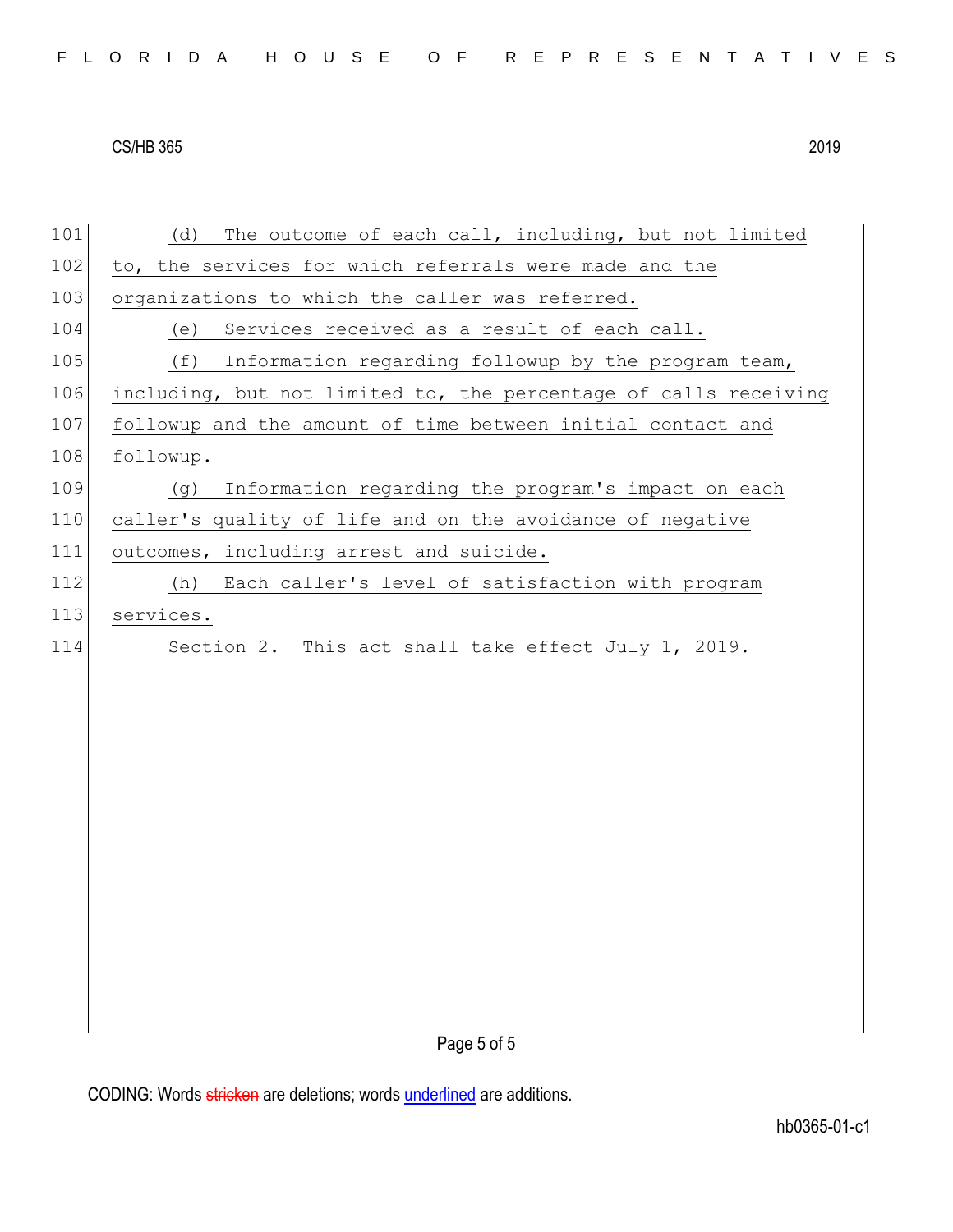(d) The outcome of each call, including, but not limited to, the services for which referrals were made and the organizations to which the caller was referred.

(e) Services received as a result of each call.

(f) Information regarding followup by the program team, including, but not limited to, the percentage of calls receiving followup and the amount of time between initial contact and followup.

(g) Information regarding the program's impact on each caller's quality of life and on the avoidance of negative outcomes, including arrest and suicide.

(h) Each caller's level of satisfaction with program services.

Section 2. This act shall take effect July 1, 2019.